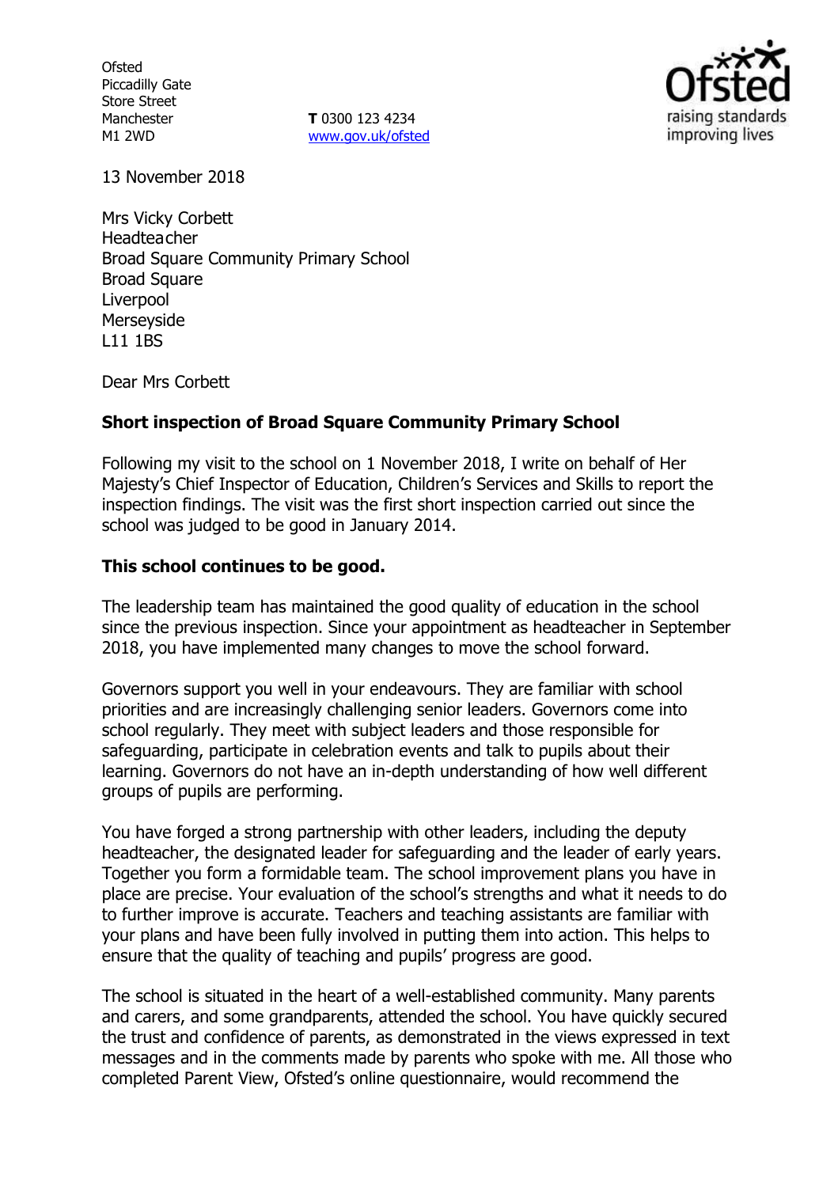Ofsted
Piccadilly Gate
Store Street
Manchester
M1 2WD

**T** 0300 123 4234
www.gov.uk/ofsted

13 November 2018

Mrs Vicky Corbett
Headteacher
Broad Square Community Primary School
Broad Square
Liverpool
Merseyside
L11 1BS

Dear Mrs Corbett

**Short inspection of Broad Square Community Primary School**

Following my visit to the school on 1 November 2018, I write on behalf of Her Majesty's Chief Inspector of Education, Children's Services and Skills to report the inspection findings. The visit was the first short inspection carried out since the school was judged to be good in January 2014.

**This school continues to be good.**

The leadership team has maintained the good quality of education in the school since the previous inspection. Since your appointment as headteacher in September 2018, you have implemented many changes to move the school forward.

Governors support you well in your endeavours. They are familiar with school priorities and are increasingly challenging senior leaders. Governors come into school regularly. They meet with subject leaders and those responsible for safeguarding, participate in celebration events and talk to pupils about their learning. Governors do not have an in-depth understanding of how well different groups of pupils are performing.

You have forged a strong partnership with other leaders, including the deputy headteacher, the designated leader for safeguarding and the leader of early years. Together you form a formidable team. The school improvement plans you have in place are precise. Your evaluation of the school's strengths and what it needs to do to further improve is accurate. Teachers and teaching assistants are familiar with your plans and have been fully involved in putting them into action. This helps to ensure that the quality of teaching and pupils' progress are good.

The school is situated in the heart of a well-established community. Many parents and carers, and some grandparents, attended the school. You have quickly secured the trust and confidence of parents, as demonstrated in the views expressed in text messages and in the comments made by parents who spoke with me. All those who completed Parent View, Ofsted's online questionnaire, would recommend the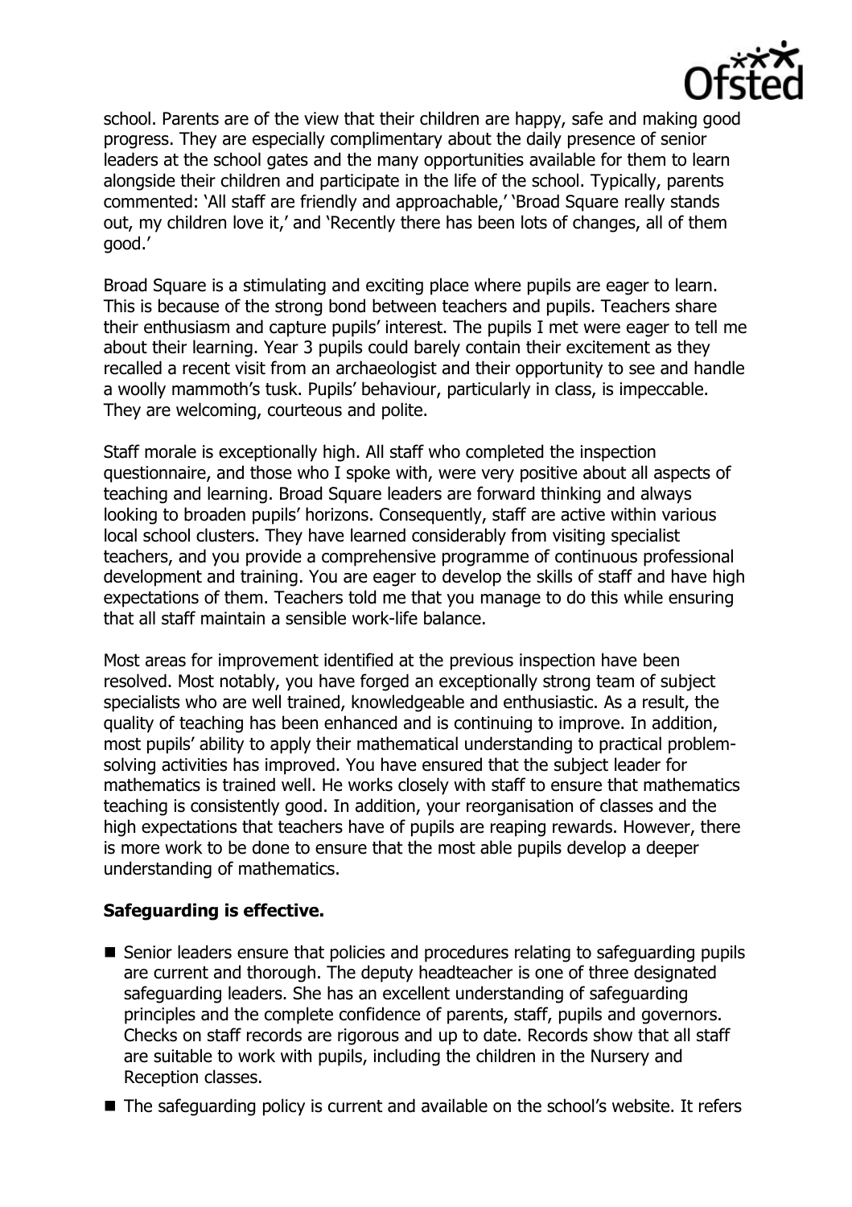school. Parents are of the view that their children are happy, safe and making good progress. They are especially complimentary about the daily presence of senior leaders at the school gates and the many opportunities available for them to learn alongside their children and participate in the life of the school. Typically, parents commented: 'All staff are friendly and approachable,' 'Broad Square really stands out, my children love it,' and 'Recently there has been lots of changes, all of them good.'

Broad Square is a stimulating and exciting place where pupils are eager to learn. This is because of the strong bond between teachers and pupils. Teachers share their enthusiasm and capture pupils' interest. The pupils I met were eager to tell me about their learning. Year 3 pupils could barely contain their excitement as they recalled a recent visit from an archaeologist and their opportunity to see and handle a woolly mammoth's tusk. Pupils' behaviour, particularly in class, is impeccable. They are welcoming, courteous and polite.

Staff morale is exceptionally high. All staff who completed the inspection questionnaire, and those who I spoke with, were very positive about all aspects of teaching and learning. Broad Square leaders are forward thinking and always looking to broaden pupils' horizons. Consequently, staff are active within various local school clusters. They have learned considerably from visiting specialist teachers, and you provide a comprehensive programme of continuous professional development and training. You are eager to develop the skills of staff and have high expectations of them. Teachers told me that you manage to do this while ensuring that all staff maintain a sensible work-life balance.

Most areas for improvement identified at the previous inspection have been resolved. Most notably, you have forged an exceptionally strong team of subject specialists who are well trained, knowledgeable and enthusiastic. As a result, the quality of teaching has been enhanced and is continuing to improve. In addition, most pupils' ability to apply their mathematical understanding to practical problem-solving activities has improved. You have ensured that the subject leader for mathematics is trained well. He works closely with staff to ensure that mathematics teaching is consistently good. In addition, your reorganisation of classes and the high expectations that teachers have of pupils are reaping rewards. However, there is more work to be done to ensure that the most able pupils develop a deeper understanding of mathematics.

**Safeguarding is effective.**

- Senior leaders ensure that policies and procedures relating to safeguarding pupils are current and thorough. The deputy headteacher is one of three designated safeguarding leaders. She has an excellent understanding of safeguarding principles and the complete confidence of parents, staff, pupils and governors. Checks on staff records are rigorous and up to date. Records show that all staff are suitable to work with pupils, including the children in the Nursery and Reception classes.
- The safeguarding policy is current and available on the school's website. It refers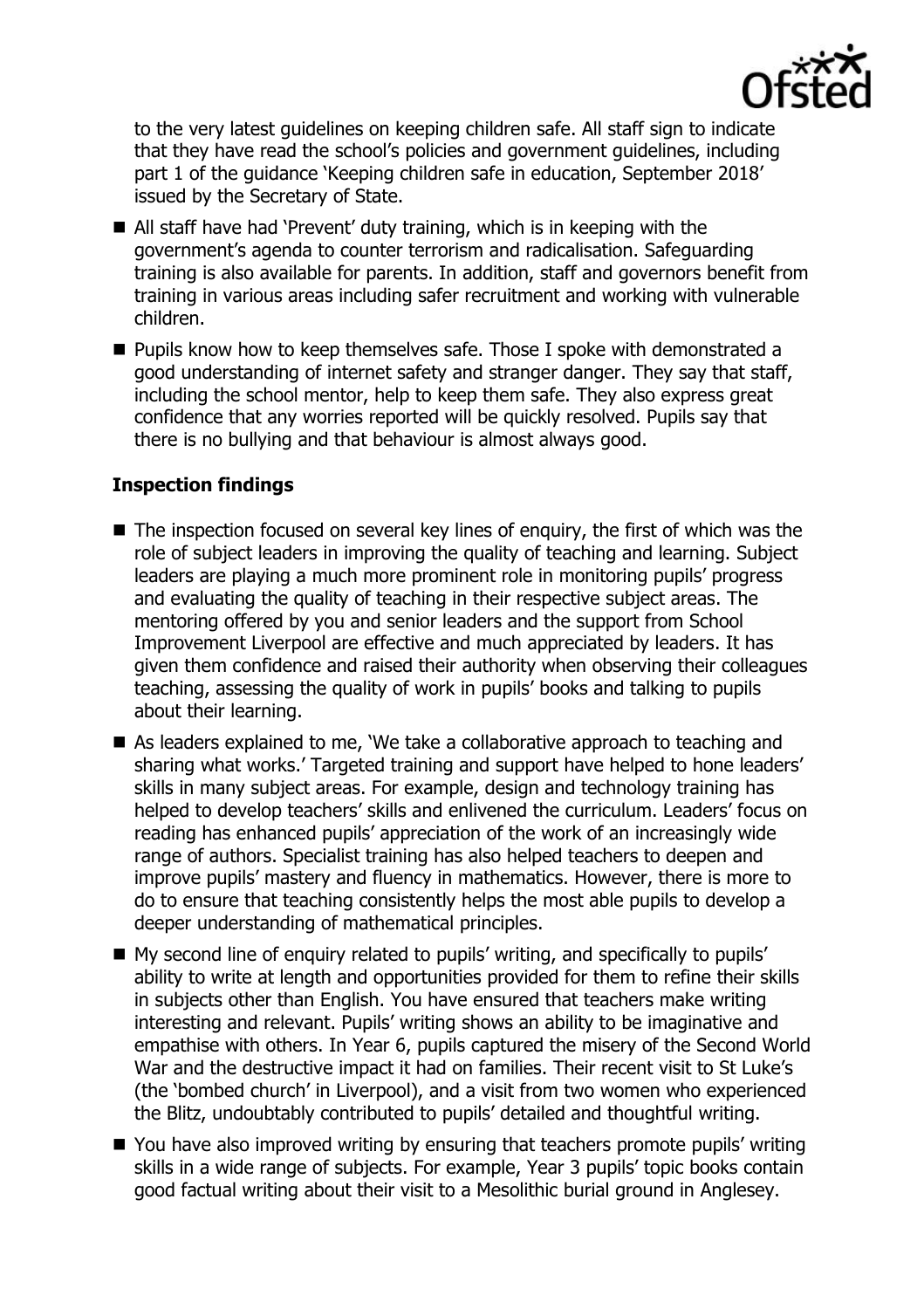to the very latest guidelines on keeping children safe. All staff sign to indicate that they have read the school's policies and government guidelines, including part 1 of the guidance 'Keeping children safe in education, September 2018' issued by the Secretary of State.

- All staff have had 'Prevent' duty training, which is in keeping with the government's agenda to counter terrorism and radicalisation. Safeguarding training is also available for parents. In addition, staff and governors benefit from training in various areas including safer recruitment and working with vulnerable children.
- Pupils know how to keep themselves safe. Those I spoke with demonstrated a good understanding of internet safety and stranger danger. They say that staff, including the school mentor, help to keep them safe. They also express great confidence that any worries reported will be quickly resolved. Pupils say that there is no bullying and that behaviour is almost always good.

## Inspection findings

- The inspection focused on several key lines of enquiry, the first of which was the role of subject leaders in improving the quality of teaching and learning. Subject leaders are playing a much more prominent role in monitoring pupils' progress and evaluating the quality of teaching in their respective subject areas. The mentoring offered by you and senior leaders and the support from School Improvement Liverpool are effective and much appreciated by leaders. It has given them confidence and raised their authority when observing their colleagues teaching, assessing the quality of work in pupils' books and talking to pupils about their learning.
- As leaders explained to me, 'We take a collaborative approach to teaching and sharing what works.' Targeted training and support have helped to hone leaders' skills in many subject areas. For example, design and technology training has helped to develop teachers' skills and enlivened the curriculum. Leaders' focus on reading has enhanced pupils' appreciation of the work of an increasingly wide range of authors. Specialist training has also helped teachers to deepen and improve pupils' mastery and fluency in mathematics. However, there is more to do to ensure that teaching consistently helps the most able pupils to develop a deeper understanding of mathematical principles.
- My second line of enquiry related to pupils' writing, and specifically to pupils' ability to write at length and opportunities provided for them to refine their skills in subjects other than English. You have ensured that teachers make writing interesting and relevant. Pupils' writing shows an ability to be imaginative and empathise with others. In Year 6, pupils captured the misery of the Second World War and the destructive impact it had on families. Their recent visit to St Luke's (the 'bombed church' in Liverpool), and a visit from two women who experienced the Blitz, undoubtably contributed to pupils' detailed and thoughtful writing.
- You have also improved writing by ensuring that teachers promote pupils' writing skills in a wide range of subjects. For example, Year 3 pupils' topic books contain good factual writing about their visit to a Mesolithic burial ground in Anglesey.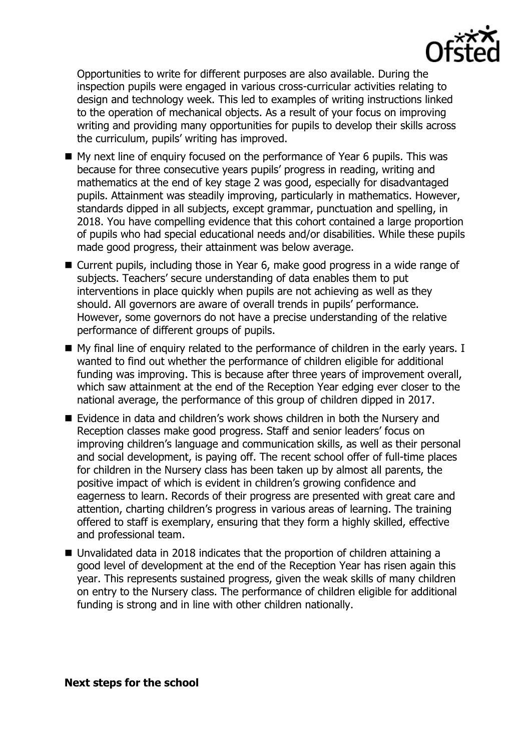Opportunities to write for different purposes are also available. During the inspection pupils were engaged in various cross-curricular activities relating to design and technology week. This led to examples of writing instructions linked to the operation of mechanical objects. As a result of your focus on improving writing and providing many opportunities for pupils to develop their skills across the curriculum, pupils' writing has improved.

- My next line of enquiry focused on the performance of Year 6 pupils. This was because for three consecutive years pupils' progress in reading, writing and mathematics at the end of key stage 2 was good, especially for disadvantaged pupils. Attainment was steadily improving, particularly in mathematics. However, standards dipped in all subjects, except grammar, punctuation and spelling, in 2018. You have compelling evidence that this cohort contained a large proportion of pupils who had special educational needs and/or disabilities. While these pupils made good progress, their attainment was below average.
- Current pupils, including those in Year 6, make good progress in a wide range of subjects. Teachers' secure understanding of data enables them to put interventions in place quickly when pupils are not achieving as well as they should. All governors are aware of overall trends in pupils' performance. However, some governors do not have a precise understanding of the relative performance of different groups of pupils.
- My final line of enquiry related to the performance of children in the early years. I wanted to find out whether the performance of children eligible for additional funding was improving. This is because after three years of improvement overall, which saw attainment at the end of the Reception Year edging ever closer to the national average, the performance of this group of children dipped in 2017.
- Evidence in data and children's work shows children in both the Nursery and Reception classes make good progress. Staff and senior leaders' focus on improving children's language and communication skills, as well as their personal and social development, is paying off. The recent school offer of full-time places for children in the Nursery class has been taken up by almost all parents, the positive impact of which is evident in children's growing confidence and eagerness to learn. Records of their progress are presented with great care and attention, charting children's progress in various areas of learning. The training offered to staff is exemplary, ensuring that they form a highly skilled, effective and professional team.
- Unvalidated data in 2018 indicates that the proportion of children attaining a good level of development at the end of the Reception Year has risen again this year. This represents sustained progress, given the weak skills of many children on entry to the Nursery class. The performance of children eligible for additional funding is strong and in line with other children nationally.

**Next steps for the school**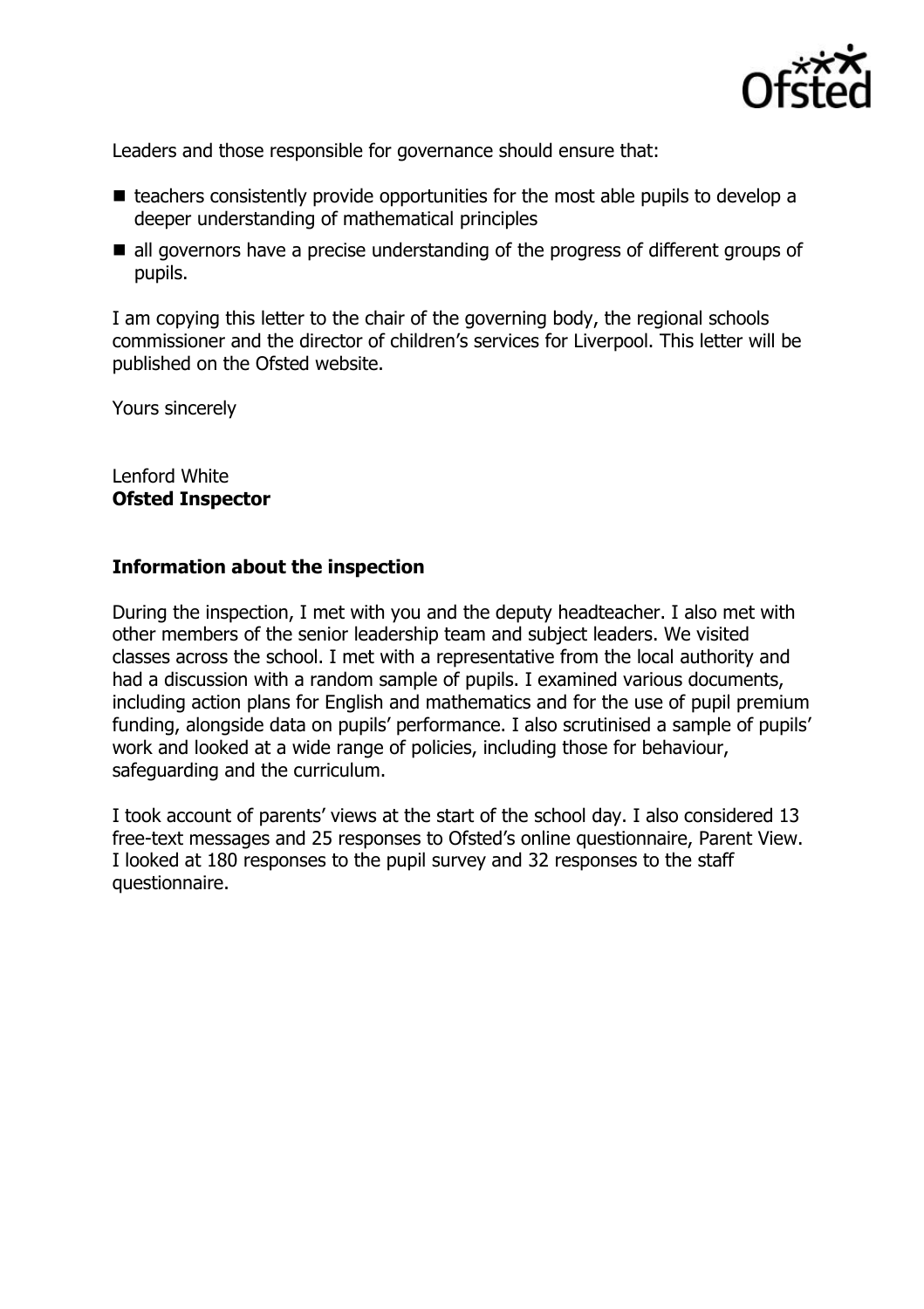Leaders and those responsible for governance should ensure that:

- teachers consistently provide opportunities for the most able pupils to develop a deeper understanding of mathematical principles
- all governors have a precise understanding of the progress of different groups of pupils.

I am copying this letter to the chair of the governing body, the regional schools commissioner and the director of children's services for Liverpool. This letter will be published on the Ofsted website.

Yours sincerely

Lenford White
**Ofsted Inspector**

## Information about the inspection

During the inspection, I met with you and the deputy headteacher. I also met with other members of the senior leadership team and subject leaders. We visited classes across the school. I met with a representative from the local authority and had a discussion with a random sample of pupils. I examined various documents, including action plans for English and mathematics and for the use of pupil premium funding, alongside data on pupils' performance. I also scrutinised a sample of pupils' work and looked at a wide range of policies, including those for behaviour, safeguarding and the curriculum.

I took account of parents' views at the start of the school day. I also considered 13 free-text messages and 25 responses to Ofsted's online questionnaire, Parent View. I looked at 180 responses to the pupil survey and 32 responses to the staff questionnaire.